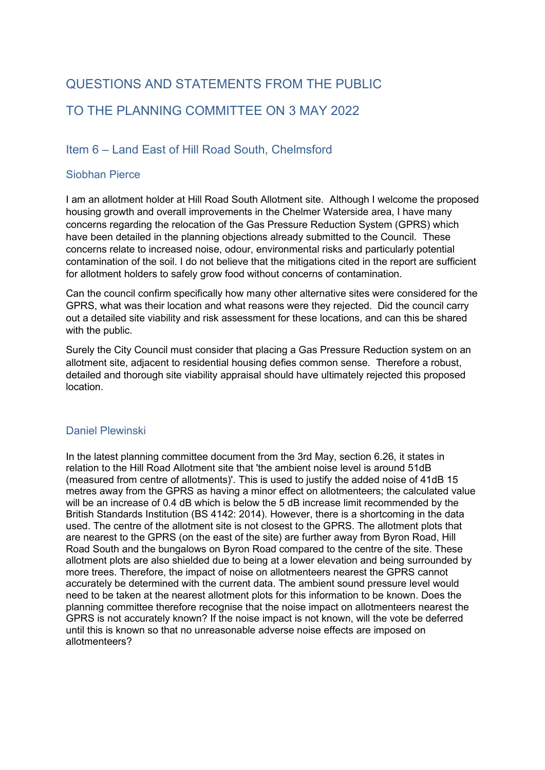# QUESTIONS AND STATEMENTS FROM THE PUBLIC

# TO THE PLANNING COMMITTEE ON 3 MAY 2022

## Item 6 – Land East of Hill Road South, Chelmsford

### Siobhan Pierce

I am an allotment holder at Hill Road South Allotment site. Although I welcome the proposed housing growth and overall improvements in the Chelmer Waterside area, I have many concerns regarding the relocation of the Gas Pressure Reduction System (GPRS) which have been detailed in the planning objections already submitted to the Council. These concerns relate to increased noise, odour, environmental risks and particularly potential contamination of the soil. I do not believe that the mitigations cited in the report are sufficient for allotment holders to safely grow food without concerns of contamination.

Can the council confirm specifically how many other alternative sites were considered for the GPRS, what was their location and what reasons were they rejected. Did the council carry out a detailed site viability and risk assessment for these locations, and can this be shared with the public.

Surely the City Council must consider that placing a Gas Pressure Reduction system on an allotment site, adjacent to residential housing defies common sense. Therefore a robust, detailed and thorough site viability appraisal should have ultimately rejected this proposed location.

### Daniel Plewinski

In the latest planning committee document from the 3rd May, section 6.26, it states in relation to the Hill Road Allotment site that 'the ambient noise level is around 51dB (measured from centre of allotments)'. This is used to justify the added noise of 41dB 15 metres away from the GPRS as having a minor effect on allotmenteers; the calculated value will be an increase of 0.4 dB which is below the 5 dB increase limit recommended by the British Standards Institution (BS 4142: 2014). However, there is a shortcoming in the data used. The centre of the allotment site is not closest to the GPRS. The allotment plots that are nearest to the GPRS (on the east of the site) are further away from Byron Road, Hill Road South and the bungalows on Byron Road compared to the centre of the site. These allotment plots are also shielded due to being at a lower elevation and being surrounded by more trees. Therefore, the impact of noise on allotmenteers nearest the GPRS cannot accurately be determined with the current data. The ambient sound pressure level would need to be taken at the nearest allotment plots for this information to be known. Does the planning committee therefore recognise that the noise impact on allotmenteers nearest the GPRS is not accurately known? If the noise impact is not known, will the vote be deferred until this is known so that no unreasonable adverse noise effects are imposed on allotmenteers?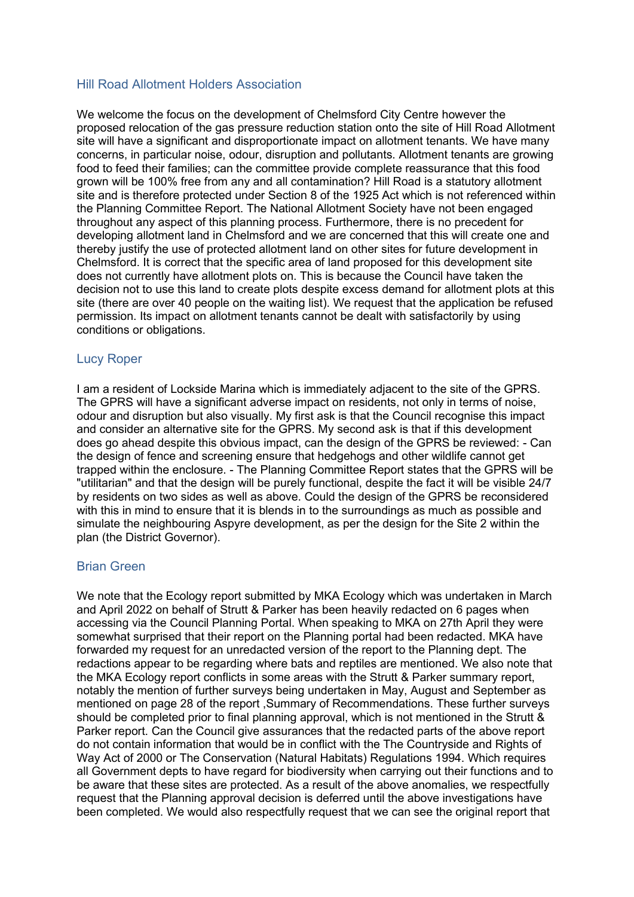## Hill Road Allotment Holders Association

We welcome the focus on the development of Chelmsford City Centre however the proposed relocation of the gas pressure reduction station onto the site of Hill Road Allotment site will have a significant and disproportionate impact on allotment tenants. We have many concerns, in particular noise, odour, disruption and pollutants. Allotment tenants are growing food to feed their families; can the committee provide complete reassurance that this food grown will be 100% free from any and all contamination? Hill Road is a statutory allotment site and is therefore protected under Section 8 of the 1925 Act which is not referenced within the Planning Committee Report. The National Allotment Society have not been engaged throughout any aspect of this planning process. Furthermore, there is no precedent for developing allotment land in Chelmsford and we are concerned that this will create one and thereby justify the use of protected allotment land on other sites for future development in Chelmsford. It is correct that the specific area of land proposed for this development site does not currently have allotment plots on. This is because the Council have taken the decision not to use this land to create plots despite excess demand for allotment plots at this site (there are over 40 people on the waiting list). We request that the application be refused permission. Its impact on allotment tenants cannot be dealt with satisfactorily by using conditions or obligations.

## Lucy Roper

I am a resident of Lockside Marina which is immediately adjacent to the site of the GPRS. The GPRS will have a significant adverse impact on residents, not only in terms of noise, odour and disruption but also visually. My first ask is that the Council recognise this impact and consider an alternative site for the GPRS. My second ask is that if this development does go ahead despite this obvious impact, can the design of the GPRS be reviewed: - Can the design of fence and screening ensure that hedgehogs and other wildlife cannot get trapped within the enclosure. - The Planning Committee Report states that the GPRS will be "utilitarian" and that the design will be purely functional, despite the fact it will be visible 24/7 by residents on two sides as well as above. Could the design of the GPRS be reconsidered with this in mind to ensure that it is blends in to the surroundings as much as possible and simulate the neighbouring Aspyre development, as per the design for the Site 2 within the plan (the District Governor).

## Brian Green

We note that the Ecology report submitted by MKA Ecology which was undertaken in March and April 2022 on behalf of Strutt & Parker has been heavily redacted on 6 pages when accessing via the Council Planning Portal. When speaking to MKA on 27th April they were somewhat surprised that their report on the Planning portal had been redacted. MKA have forwarded my request for an unredacted version of the report to the Planning dept. The redactions appear to be regarding where bats and reptiles are mentioned. We also note that the MKA Ecology report conflicts in some areas with the Strutt & Parker summary report, notably the mention of further surveys being undertaken in May, August and September as mentioned on page 28 of the report ,Summary of Recommendations. These further surveys should be completed prior to final planning approval, which is not mentioned in the Strutt & Parker report. Can the Council give assurances that the redacted parts of the above report do not contain information that would be in conflict with the The Countryside and Rights of Way Act of 2000 or The Conservation (Natural Habitats) Regulations 1994. Which requires all Government depts to have regard for biodiversity when carrying out their functions and to be aware that these sites are protected. As a result of the above anomalies, we respectfully request that the Planning approval decision is deferred until the above investigations have been completed. We would also respectfully request that we can see the original report that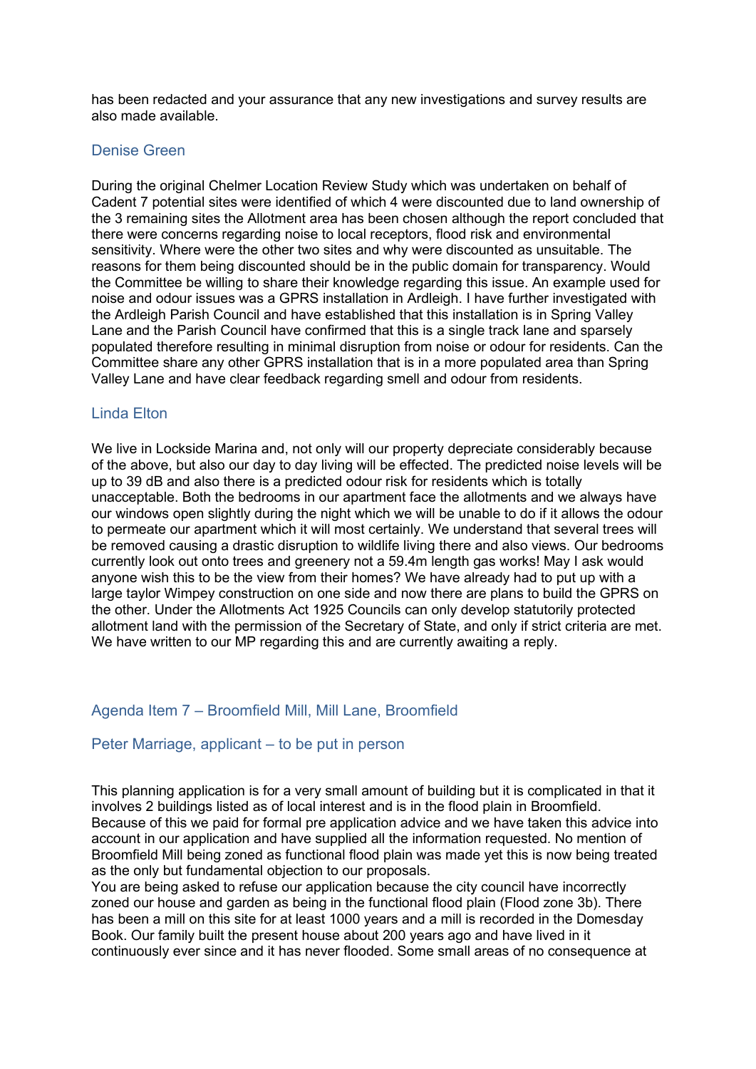has been redacted and your assurance that any new investigations and survey results are also made available.

### Denise Green

During the original Chelmer Location Review Study which was undertaken on behalf of Cadent 7 potential sites were identified of which 4 were discounted due to land ownership of the 3 remaining sites the Allotment area has been chosen although the report concluded that there were concerns regarding noise to local receptors, flood risk and environmental sensitivity. Where were the other two sites and why were discounted as unsuitable. The reasons for them being discounted should be in the public domain for transparency. Would the Committee be willing to share their knowledge regarding this issue. An example used for noise and odour issues was a GPRS installation in Ardleigh. I have further investigated with the Ardleigh Parish Council and have established that this installation is in Spring Valley Lane and the Parish Council have confirmed that this is a single track lane and sparsely populated therefore resulting in minimal disruption from noise or odour for residents. Can the Committee share any other GPRS installation that is in a more populated area than Spring Valley Lane and have clear feedback regarding smell and odour from residents.

### Linda Elton

We live in Lockside Marina and, not only will our property depreciate considerably because of the above, but also our day to day living will be effected. The predicted noise levels will be up to 39 dB and also there is a predicted odour risk for residents which is totally unacceptable. Both the bedrooms in our apartment face the allotments and we always have our windows open slightly during the night which we will be unable to do if it allows the odour to permeate our apartment which it will most certainly. We understand that several trees will be removed causing a drastic disruption to wildlife living there and also views. Our bedrooms currently look out onto trees and greenery not a 59.4m length gas works! May I ask would anyone wish this to be the view from their homes? We have already had to put up with a large taylor Wimpey construction on one side and now there are plans to build the GPRS on the other. Under the Allotments Act 1925 Councils can only develop statutorily protected allotment land with the permission of the Secretary of State, and only if strict criteria are met. We have written to our MP regarding this and are currently awaiting a reply.

## Agenda Item 7 – Broomfield Mill, Mill Lane, Broomfield

### Peter Marriage, applicant – to be put in person

This planning application is for a very small amount of building but it is complicated in that it involves 2 buildings listed as of local interest and is in the flood plain in Broomfield. Because of this we paid for formal pre application advice and we have taken this advice into account in our application and have supplied all the information requested. No mention of Broomfield Mill being zoned as functional flood plain was made yet this is now being treated as the only but fundamental objection to our proposals.
You are being asked to refuse our application because the city council have incorrectly zoned our house and garden as being in the functional flood plain (Flood zone 3b). There has been a mill on this site for at least 1000 years and a mill is recorded in the Domesday Book. Our family built the present house about 200 years ago and have lived in it continuously ever since and it has never flooded. Some small areas of no consequence at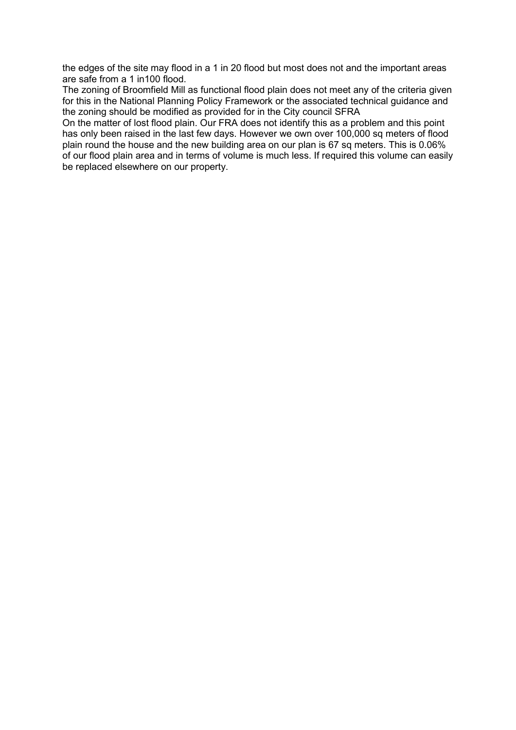the edges of the site may flood in a 1 in 20 flood but most does not and the important areas are safe from a 1 in100 flood.

The zoning of Broomfield Mill as functional flood plain does not meet any of the criteria given for this in the National Planning Policy Framework or the associated technical guidance and the zoning should be modified as provided for in the City council SFRA

On the matter of lost flood plain. Our FRA does not identify this as a problem and this point has only been raised in the last few days. However we own over 100,000 sq meters of flood plain round the house and the new building area on our plan is 67 sq meters. This is 0.06% of our flood plain area and in terms of volume is much less. If required this volume can easily be replaced elsewhere on our property.